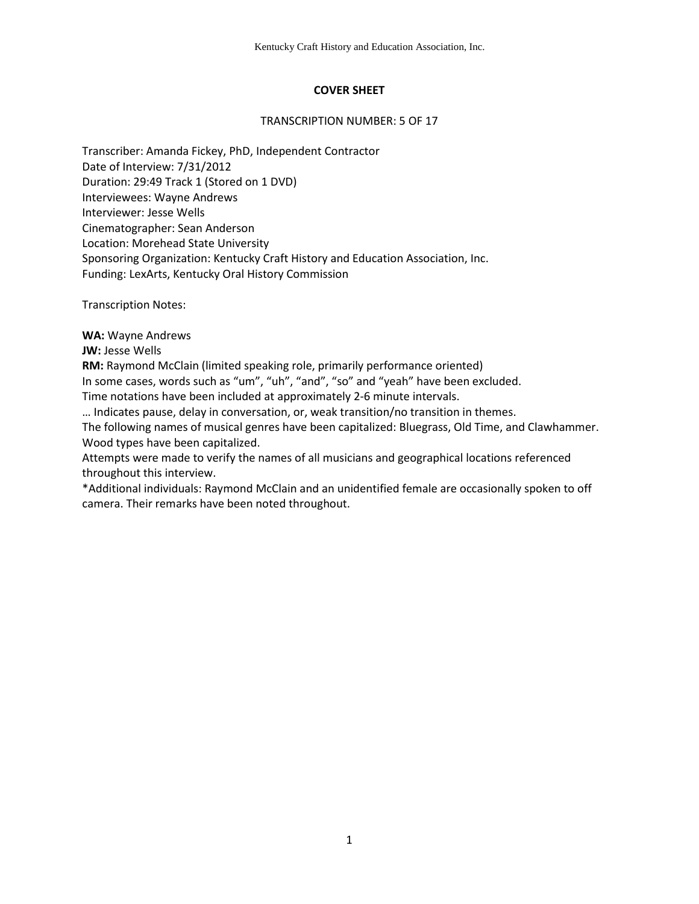# COVER SHEET

TRANSCRIPTION NUMBER: 5 OF 17

Transcriber: Amanda Fickey, PhD, Independent Contractor
Date of Interview: 7/31/2012
Duration: 29:49 Track 1 (Stored on 1 DVD)
Interviewees: Wayne Andrews
Interviewer: Jesse Wells
Cinematographer: Sean Anderson
Location: Morehead State University
Sponsoring Organization: Kentucky Craft History and Education Association, Inc.
Funding: LexArts, Kentucky Oral History Commission

Transcription Notes:

**WA:** Wayne Andrews
**JW:** Jesse Wells
**RM:** Raymond McClain (limited speaking role, primarily performance oriented)
In some cases, words such as “um”, “uh”, “and”, “so” and “yeah” have been excluded.
Time notations have been included at approximately 2-6 minute intervals.
… Indicates pause, delay in conversation, or, weak transition/no transition in themes.
The following names of musical genres have been capitalized: Bluegrass, Old Time, and Clawhammer.
Wood types have been capitalized.
Attempts were made to verify the names of all musicians and geographical locations referenced throughout this interview.
*Additional individuals: Raymond McClain and an unidentified female are occasionally spoken to off camera. Their remarks have been noted throughout.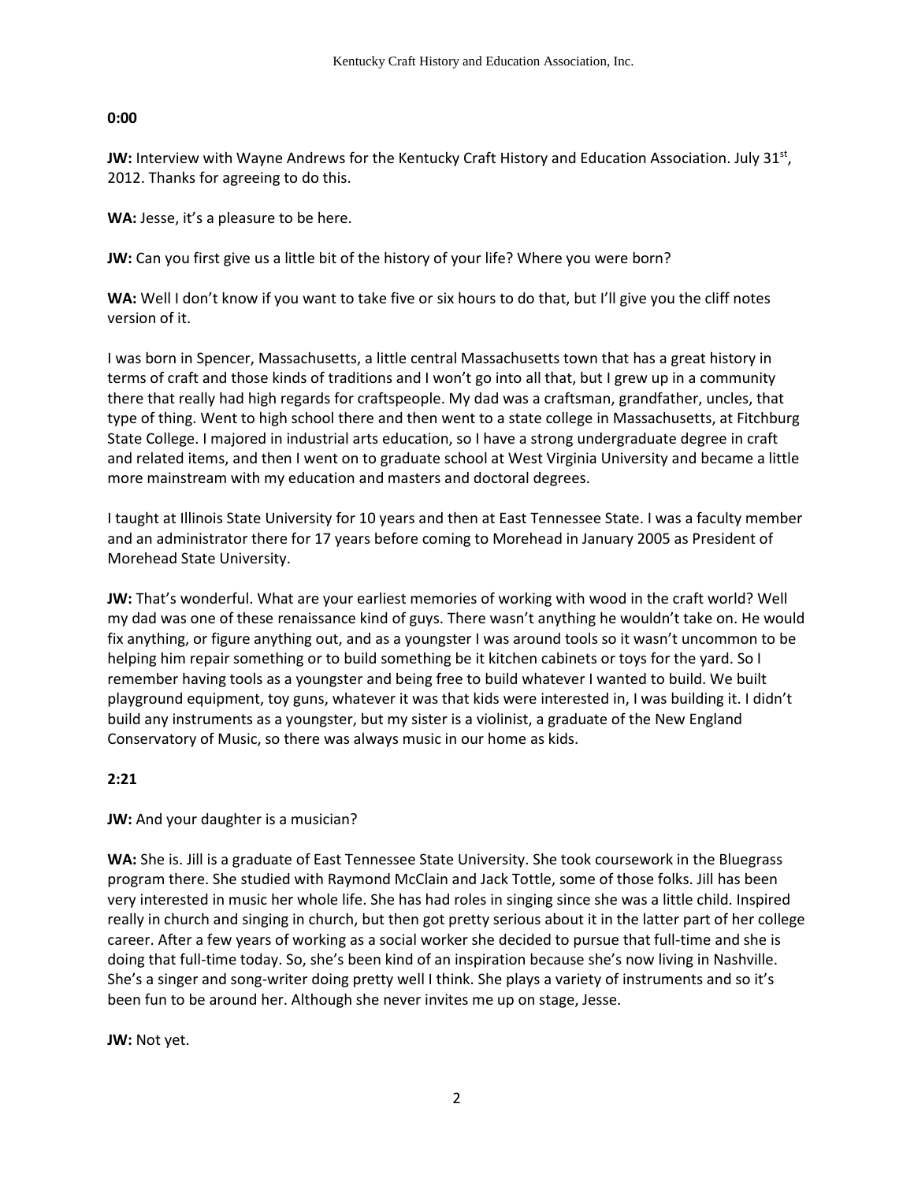**0:00**

**JW:** Interview with Wayne Andrews for the Kentucky Craft History and Education Association. July 31st, 2012. Thanks for agreeing to do this.

**WA:** Jesse, it's a pleasure to be here.

**JW:** Can you first give us a little bit of the history of your life? Where you were born?

**WA:** Well I don't know if you want to take five or six hours to do that, but I'll give you the cliff notes version of it.

I was born in Spencer, Massachusetts, a little central Massachusetts town that has a great history in terms of craft and those kinds of traditions and I won't go into all that, but I grew up in a community there that really had high regards for craftspeople. My dad was a craftsman, grandfather, uncles, that type of thing. Went to high school there and then went to a state college in Massachusetts, at Fitchburg State College. I majored in industrial arts education, so I have a strong undergraduate degree in craft and related items, and then I went on to graduate school at West Virginia University and became a little more mainstream with my education and masters and doctoral degrees.

I taught at Illinois State University for 10 years and then at East Tennessee State. I was a faculty member and an administrator there for 17 years before coming to Morehead in January 2005 as President of Morehead State University.

**JW:** That's wonderful. What are your earliest memories of working with wood in the craft world? Well my dad was one of these renaissance kind of guys. There wasn't anything he wouldn't take on. He would fix anything, or figure anything out, and as a youngster I was around tools so it wasn't uncommon to be helping him repair something or to build something be it kitchen cabinets or toys for the yard. So I remember having tools as a youngster and being free to build whatever I wanted to build. We built playground equipment, toy guns, whatever it was that kids were interested in, I was building it. I didn't build any instruments as a youngster, but my sister is a violinist, a graduate of the New England Conservatory of Music, so there was always music in our home as kids.

**2:21**

**JW:** And your daughter is a musician?

**WA:** She is. Jill is a graduate of East Tennessee State University. She took coursework in the Bluegrass program there. She studied with Raymond McClain and Jack Tottle, some of those folks. Jill has been very interested in music her whole life. She has had roles in singing since she was a little child. Inspired really in church and singing in church, but then got pretty serious about it in the latter part of her college career. After a few years of working as a social worker she decided to pursue that full-time and she is doing that full-time today. So, she's been kind of an inspiration because she's now living in Nashville. She's a singer and song-writer doing pretty well I think. She plays a variety of instruments and so it's been fun to be around her. Although she never invites me up on stage, Jesse.

**JW:** Not yet.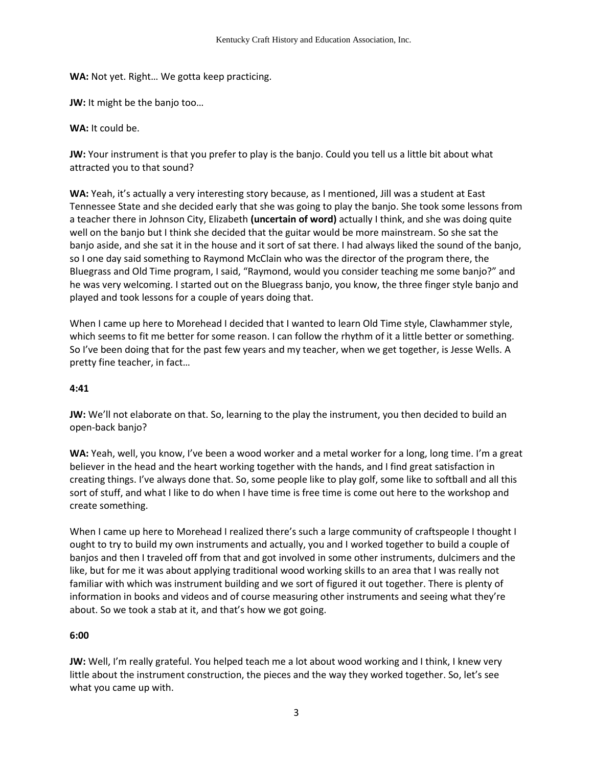**WA:** Not yet. Right… We gotta keep practicing.

**JW:** It might be the banjo too…

**WA:** It could be.

**JW:** Your instrument is that you prefer to play is the banjo. Could you tell us a little bit about what attracted you to that sound?

**WA:** Yeah, it's actually a very interesting story because, as I mentioned, Jill was a student at East Tennessee State and she decided early that she was going to play the banjo. She took some lessons from a teacher there in Johnson City, Elizabeth **(uncertain of word)** actually I think, and she was doing quite well on the banjo but I think she decided that the guitar would be more mainstream. So she sat the banjo aside, and she sat it in the house and it sort of sat there. I had always liked the sound of the banjo, so I one day said something to Raymond McClain who was the director of the program there, the Bluegrass and Old Time program, I said, "Raymond, would you consider teaching me some banjo?" and he was very welcoming. I started out on the Bluegrass banjo, you know, the three finger style banjo and played and took lessons for a couple of years doing that.

When I came up here to Morehead I decided that I wanted to learn Old Time style, Clawhammer style, which seems to fit me better for some reason. I can follow the rhythm of it a little better or something. So I've been doing that for the past few years and my teacher, when we get together, is Jesse Wells. A pretty fine teacher, in fact…

**4:41**

**JW:** We'll not elaborate on that. So, learning to the play the instrument, you then decided to build an open-back banjo?

**WA:** Yeah, well, you know, I've been a wood worker and a metal worker for a long, long time. I'm a great believer in the head and the heart working together with the hands, and I find great satisfaction in creating things. I've always done that. So, some people like to play golf, some like to softball and all this sort of stuff, and what I like to do when I have time is free time is come out here to the workshop and create something.

When I came up here to Morehead I realized there's such a large community of craftspeople I thought I ought to try to build my own instruments and actually, you and I worked together to build a couple of banjos and then I traveled off from that and got involved in some other instruments, dulcimers and the like, but for me it was about applying traditional wood working skills to an area that I was really not familiar with which was instrument building and we sort of figured it out together. There is plenty of information in books and videos and of course measuring other instruments and seeing what they're about. So we took a stab at it, and that's how we got going.

**6:00**

**JW:** Well, I'm really grateful. You helped teach me a lot about wood working and I think, I knew very little about the instrument construction, the pieces and the way they worked together. So, let's see what you came up with.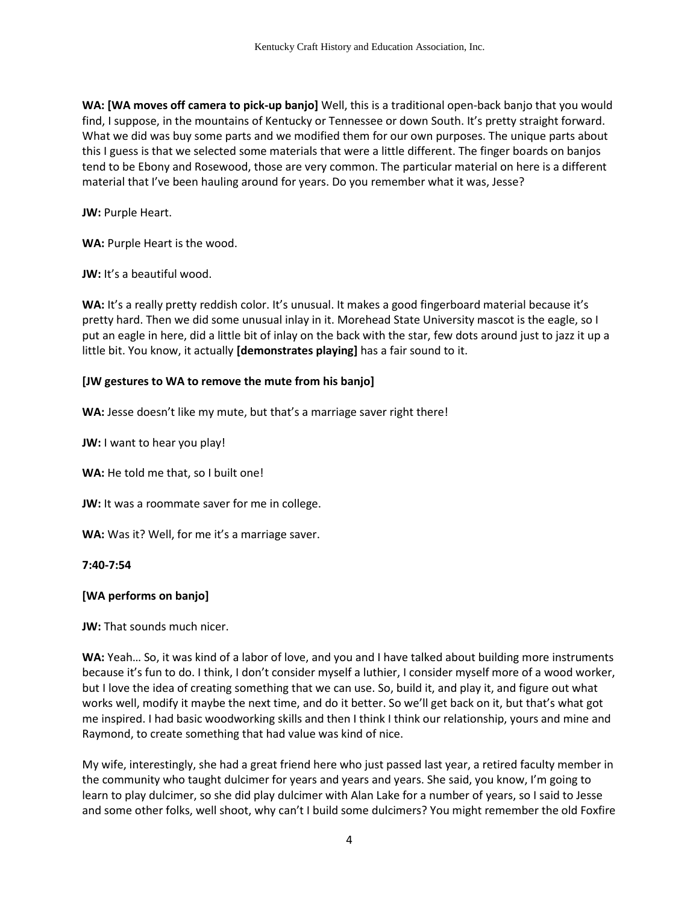**WA: [WA moves off camera to pick-up banjo]** Well, this is a traditional open-back banjo that you would find, I suppose, in the mountains of Kentucky or Tennessee or down South. It's pretty straight forward. What we did was buy some parts and we modified them for our own purposes. The unique parts about this I guess is that we selected some materials that were a little different. The finger boards on banjos tend to be Ebony and Rosewood, those are very common. The particular material on here is a different material that I've been hauling around for years. Do you remember what it was, Jesse?

**JW:** Purple Heart.

**WA:** Purple Heart is the wood.

**JW:** It's a beautiful wood.

**WA:** It's a really pretty reddish color. It's unusual. It makes a good fingerboard material because it's pretty hard. Then we did some unusual inlay in it. Morehead State University mascot is the eagle, so I put an eagle in here, did a little bit of inlay on the back with the star, few dots around just to jazz it up a little bit. You know, it actually **[demonstrates playing]** has a fair sound to it.

**[JW gestures to WA to remove the mute from his banjo]**

**WA:** Jesse doesn't like my mute, but that's a marriage saver right there!

**JW:** I want to hear you play!

**WA:** He told me that, so I built one!

**JW:** It was a roommate saver for me in college.

**WA:** Was it? Well, for me it's a marriage saver.

**7:40-7:54**

**[WA performs on banjo]**

**JW:** That sounds much nicer.

**WA:** Yeah… So, it was kind of a labor of love, and you and I have talked about building more instruments because it's fun to do. I think, I don't consider myself a luthier, I consider myself more of a wood worker, but I love the idea of creating something that we can use. So, build it, and play it, and figure out what works well, modify it maybe the next time, and do it better. So we'll get back on it, but that's what got me inspired. I had basic woodworking skills and then I think I think our relationship, yours and mine and Raymond, to create something that had value was kind of nice.

My wife, interestingly, she had a great friend here who just passed last year, a retired faculty member in the community who taught dulcimer for years and years and years. She said, you know, I'm going to learn to play dulcimer, so she did play dulcimer with Alan Lake for a number of years, so I said to Jesse and some other folks, well shoot, why can't I build some dulcimers? You might remember the old Foxfire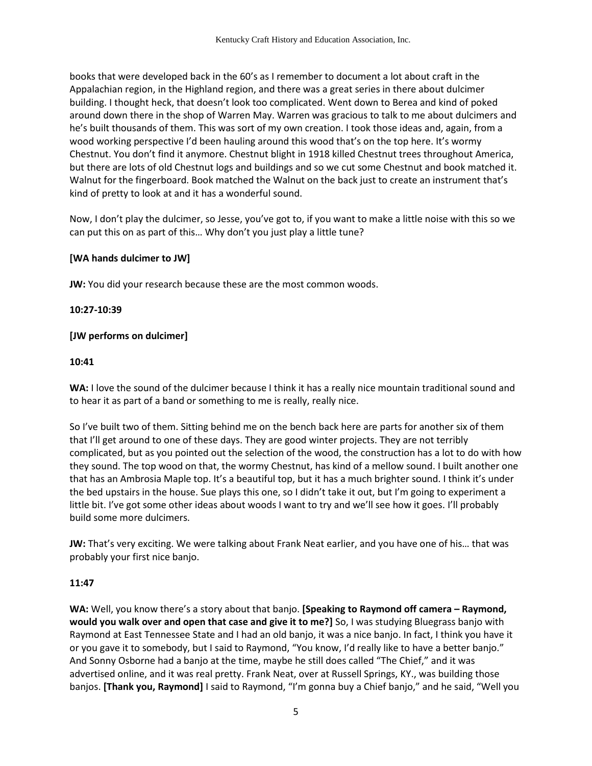books that were developed back in the 60's as I remember to document a lot about craft in the Appalachian region, in the Highland region, and there was a great series in there about dulcimer building. I thought heck, that doesn't look too complicated. Went down to Berea and kind of poked around down there in the shop of Warren May. Warren was gracious to talk to me about dulcimers and he's built thousands of them. This was sort of my own creation. I took those ideas and, again, from a wood working perspective I'd been hauling around this wood that's on the top here. It's wormy Chestnut. You don't find it anymore. Chestnut blight in 1918 killed Chestnut trees throughout America, but there are lots of old Chestnut logs and buildings and so we cut some Chestnut and book matched it. Walnut for the fingerboard. Book matched the Walnut on the back just to create an instrument that's kind of pretty to look at and it has a wonderful sound.

Now, I don't play the dulcimer, so Jesse, you've got to, if you want to make a little noise with this so we can put this on as part of this… Why don't you just play a little tune?

**[WA hands dulcimer to JW]**

**JW:** You did your research because these are the most common woods.

**10:27-10:39**

**[JW performs on dulcimer]**

**10:41**

**WA:** I love the sound of the dulcimer because I think it has a really nice mountain traditional sound and to hear it as part of a band or something to me is really, really nice.

So I've built two of them. Sitting behind me on the bench back here are parts for another six of them that I'll get around to one of these days. They are good winter projects. They are not terribly complicated, but as you pointed out the selection of the wood, the construction has a lot to do with how they sound. The top wood on that, the wormy Chestnut, has kind of a mellow sound. I built another one that has an Ambrosia Maple top. It's a beautiful top, but it has a much brighter sound. I think it's under the bed upstairs in the house. Sue plays this one, so I didn't take it out, but I'm going to experiment a little bit. I've got some other ideas about woods I want to try and we'll see how it goes. I'll probably build some more dulcimers.

**JW:** That's very exciting. We were talking about Frank Neat earlier, and you have one of his… that was probably your first nice banjo.

**11:47**

**WA:** Well, you know there's a story about that banjo. **[Speaking to Raymond off camera – Raymond, would you walk over and open that case and give it to me?]** So, I was studying Bluegrass banjo with Raymond at East Tennessee State and I had an old banjo, it was a nice banjo. In fact, I think you have it or you gave it to somebody, but I said to Raymond, "You know, I'd really like to have a better banjo." And Sonny Osborne had a banjo at the time, maybe he still does called "The Chief," and it was advertised online, and it was real pretty. Frank Neat, over at Russell Springs, KY., was building those banjos. **[Thank you, Raymond]** I said to Raymond, "I'm gonna buy a Chief banjo," and he said, "Well you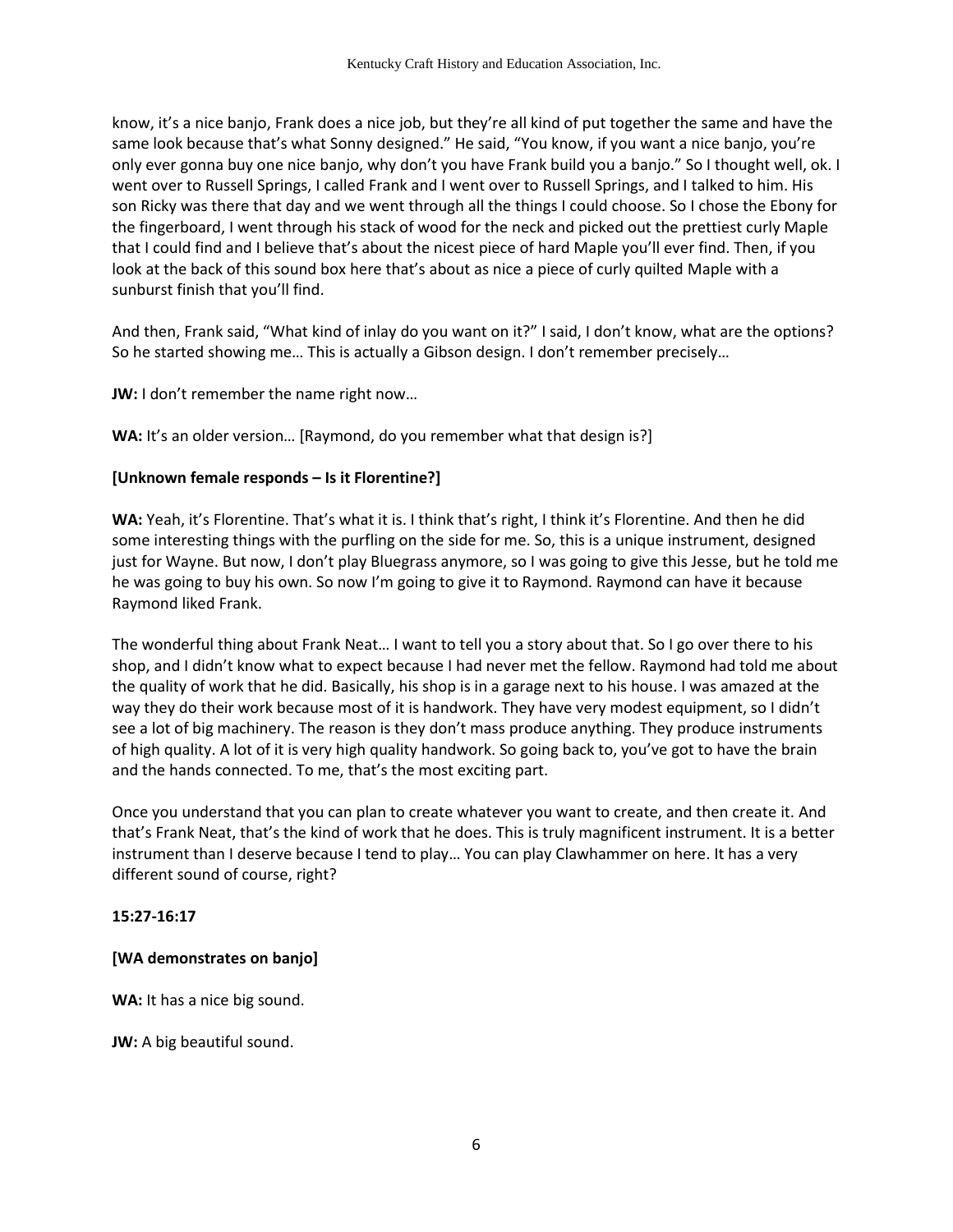know, it's a nice banjo, Frank does a nice job, but they're all kind of put together the same and have the same look because that's what Sonny designed." He said, "You know, if you want a nice banjo, you're only ever gonna buy one nice banjo, why don't you have Frank build you a banjo." So I thought well, ok. I went over to Russell Springs, I called Frank and I went over to Russell Springs, and I talked to him. His son Ricky was there that day and we went through all the things I could choose. So I chose the Ebony for the fingerboard, I went through his stack of wood for the neck and picked out the prettiest curly Maple that I could find and I believe that's about the nicest piece of hard Maple you'll ever find. Then, if you look at the back of this sound box here that's about as nice a piece of curly quilted Maple with a sunburst finish that you'll find.

And then, Frank said, "What kind of inlay do you want on it?" I said, I don't know, what are the options? So he started showing me… This is actually a Gibson design. I don't remember precisely…

**JW:** I don't remember the name right now…

**WA:** It's an older version… [Raymond, do you remember what that design is?]

**[Unknown female responds – Is it Florentine?]**

**WA:** Yeah, it's Florentine. That's what it is. I think that's right, I think it's Florentine. And then he did some interesting things with the purfling on the side for me. So, this is a unique instrument, designed just for Wayne. But now, I don't play Bluegrass anymore, so I was going to give this Jesse, but he told me he was going to buy his own. So now I'm going to give it to Raymond. Raymond can have it because Raymond liked Frank.

The wonderful thing about Frank Neat… I want to tell you a story about that. So I go over there to his shop, and I didn't know what to expect because I had never met the fellow. Raymond had told me about the quality of work that he did. Basically, his shop is in a garage next to his house. I was amazed at the way they do their work because most of it is handwork. They have very modest equipment, so I didn't see a lot of big machinery. The reason is they don't mass produce anything. They produce instruments of high quality. A lot of it is very high quality handwork. So going back to, you've got to have the brain and the hands connected. To me, that's the most exciting part.

Once you understand that you can plan to create whatever you want to create, and then create it. And that's Frank Neat, that's the kind of work that he does. This is truly magnificent instrument. It is a better instrument than I deserve because I tend to play… You can play Clawhammer on here. It has a very different sound of course, right?

**15:27-16:17**

**[WA demonstrates on banjo]**

**WA:** It has a nice big sound.

**JW:** A big beautiful sound.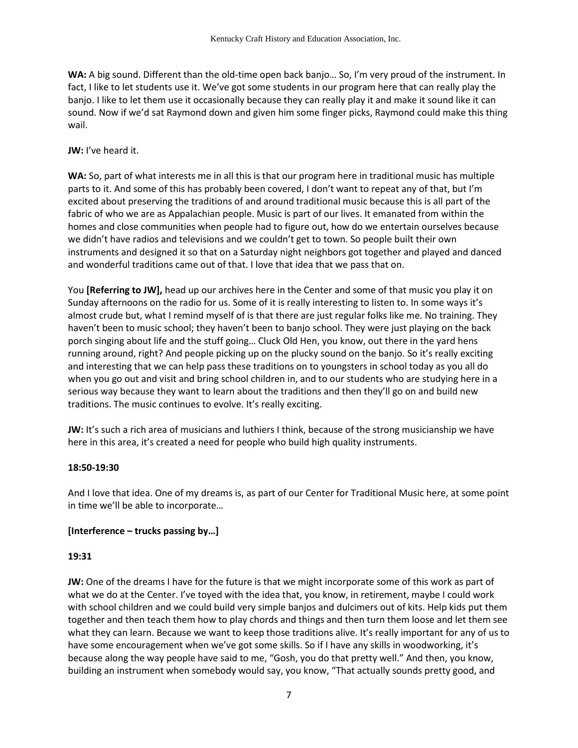**WA:** A big sound. Different than the old-time open back banjo… So, I'm very proud of the instrument. In fact, I like to let students use it. We've got some students in our program here that can really play the banjo. I like to let them use it occasionally because they can really play it and make it sound like it can sound. Now if we'd sat Raymond down and given him some finger picks, Raymond could make this thing wail.

**JW:** I've heard it.

**WA:** So, part of what interests me in all this is that our program here in traditional music has multiple parts to it. And some of this has probably been covered, I don't want to repeat any of that, but I'm excited about preserving the traditions of and around traditional music because this is all part of the fabric of who we are as Appalachian people. Music is part of our lives. It emanated from within the homes and close communities when people had to figure out, how do we entertain ourselves because we didn't have radios and televisions and we couldn't get to town. So people built their own instruments and designed it so that on a Saturday night neighbors got together and played and danced and wonderful traditions came out of that. I love that idea that we pass that on.

You **[Referring to JW],** head up our archives here in the Center and some of that music you play it on Sunday afternoons on the radio for us. Some of it is really interesting to listen to. In some ways it's almost crude but, what I remind myself of is that there are just regular folks like me. No training. They haven't been to music school; they haven't been to banjo school. They were just playing on the back porch singing about life and the stuff going… Cluck Old Hen, you know, out there in the yard hens running around, right? And people picking up on the plucky sound on the banjo. So it's really exciting and interesting that we can help pass these traditions on to youngsters in school today as you all do when you go out and visit and bring school children in, and to our students who are studying here in a serious way because they want to learn about the traditions and then they'll go on and build new traditions. The music continues to evolve. It's really exciting.

**JW:** It's such a rich area of musicians and luthiers I think, because of the strong musicianship we have here in this area, it's created a need for people who build high quality instruments.

**18:50-19:30**

And I love that idea. One of my dreams is, as part of our Center for Traditional Music here, at some point in time we'll be able to incorporate…

**[Interference – trucks passing by…]**

**19:31**

**JW:** One of the dreams I have for the future is that we might incorporate some of this work as part of what we do at the Center. I've toyed with the idea that, you know, in retirement, maybe I could work with school children and we could build very simple banjos and dulcimers out of kits. Help kids put them together and then teach them how to play chords and things and then turn them loose and let them see what they can learn. Because we want to keep those traditions alive. It's really important for any of us to have some encouragement when we've got some skills. So if I have any skills in woodworking, it's because along the way people have said to me, "Gosh, you do that pretty well." And then, you know, building an instrument when somebody would say, you know, "That actually sounds pretty good, and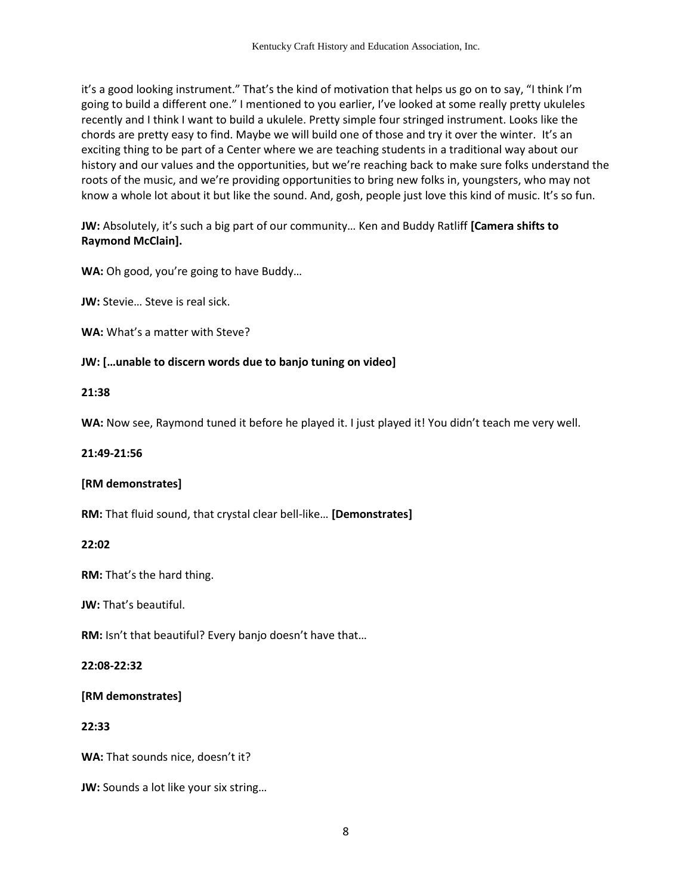it's a good looking instrument." That's the kind of motivation that helps us go on to say, "I think I'm going to build a different one." I mentioned to you earlier, I've looked at some really pretty ukuleles recently and I think I want to build a ukulele. Pretty simple four stringed instrument. Looks like the chords are pretty easy to find. Maybe we will build one of those and try it over the winter. It's an exciting thing to be part of a Center where we are teaching students in a traditional way about our history and our values and the opportunities, but we're reaching back to make sure folks understand the roots of the music, and we're providing opportunities to bring new folks in, youngsters, who may not know a whole lot about it but like the sound. And, gosh, people just love this kind of music. It's so fun.

**JW:** Absolutely, it's such a big part of our community… Ken and Buddy Ratliff **[Camera shifts to Raymond McClain].**

**WA:** Oh good, you're going to have Buddy…

**JW:** Stevie… Steve is real sick.

**WA:** What's a matter with Steve?

**JW: […unable to discern words due to banjo tuning on video]**

**21:38**

**WA:** Now see, Raymond tuned it before he played it. I just played it! You didn't teach me very well.

**21:49-21:56**

**[RM demonstrates]**

**RM:** That fluid sound, that crystal clear bell-like… **[Demonstrates]**

**22:02**

**RM:** That's the hard thing.

**JW:** That's beautiful.

**RM:** Isn't that beautiful? Every banjo doesn't have that…

**22:08-22:32**

**[RM demonstrates]**

**22:33**

**WA:** That sounds nice, doesn't it?

**JW:** Sounds a lot like your six string…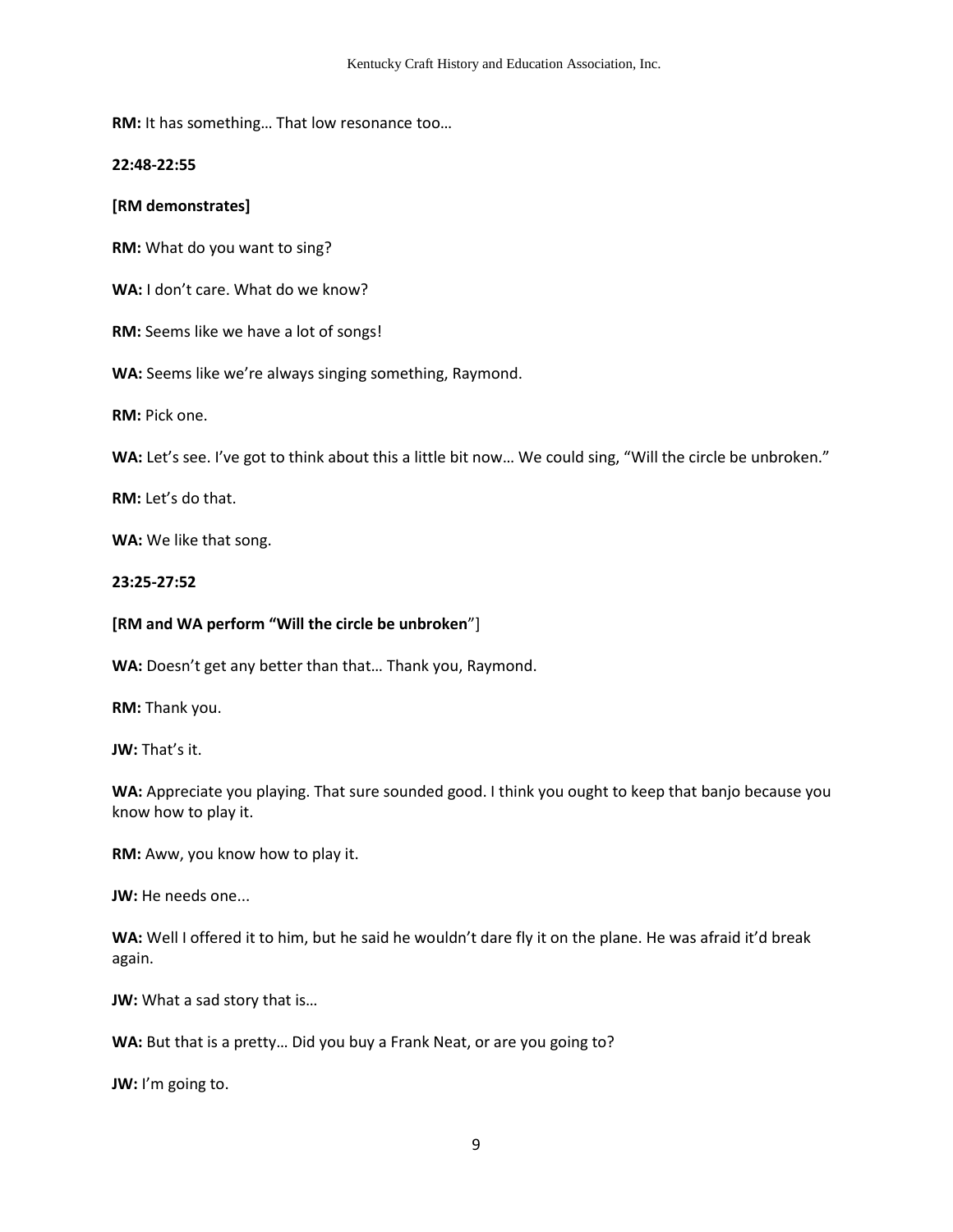**RM:** It has something… That low resonance too…

**22:48-22:55**

**[RM demonstrates]**

**RM:** What do you want to sing?

**WA:** I don't care. What do we know?

**RM:** Seems like we have a lot of songs!

**WA:** Seems like we're always singing something, Raymond.

**RM:** Pick one.

**WA:** Let's see. I've got to think about this a little bit now… We could sing, "Will the circle be unbroken."

**RM:** Let's do that.

**WA:** We like that song.

**23:25-27:52**

**[RM and WA perform "Will the circle be unbroken**"]

**WA:** Doesn't get any better than that… Thank you, Raymond.

**RM:** Thank you.

**JW:** That's it.

**WA:** Appreciate you playing. That sure sounded good. I think you ought to keep that banjo because you know how to play it.

**RM:** Aww, you know how to play it.

**JW:** He needs one...

**WA:** Well I offered it to him, but he said he wouldn't dare fly it on the plane. He was afraid it'd break again.

**JW:** What a sad story that is…

**WA:** But that is a pretty… Did you buy a Frank Neat, or are you going to?

**JW:** I'm going to.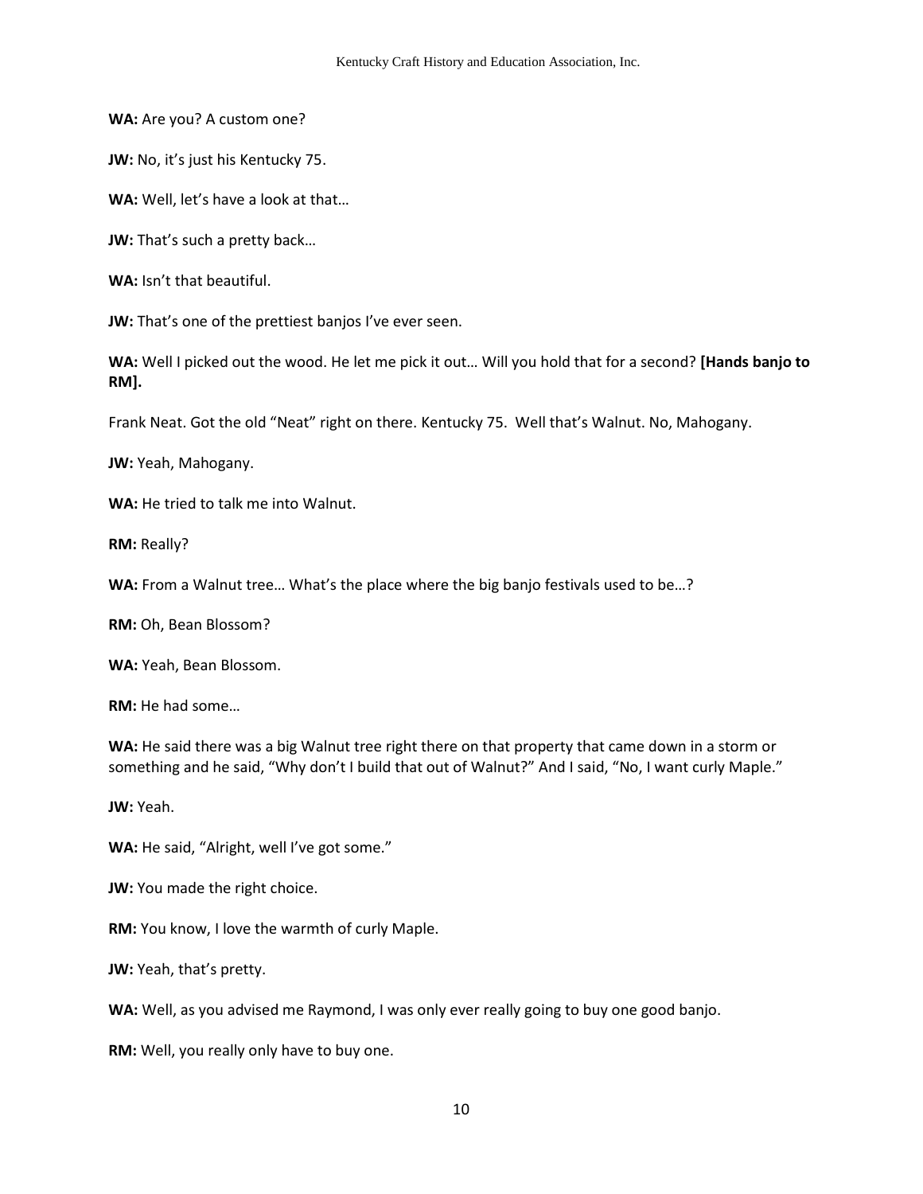**WA:** Are you? A custom one?

**JW:** No, it's just his Kentucky 75.

**WA:** Well, let's have a look at that…

**JW:** That's such a pretty back…

**WA:** Isn't that beautiful.

**JW:** That's one of the prettiest banjos I've ever seen.

**WA:** Well I picked out the wood. He let me pick it out… Will you hold that for a second? **[Hands banjo to RM].**

Frank Neat. Got the old "Neat" right on there. Kentucky 75. Well that's Walnut. No, Mahogany.

**JW:** Yeah, Mahogany.

**WA:** He tried to talk me into Walnut.

**RM:** Really?

**WA:** From a Walnut tree… What's the place where the big banjo festivals used to be…?

**RM:** Oh, Bean Blossom?

**WA:** Yeah, Bean Blossom.

**RM:** He had some…

**WA:** He said there was a big Walnut tree right there on that property that came down in a storm or something and he said, "Why don't I build that out of Walnut?" And I said, "No, I want curly Maple."

**JW:** Yeah.

**WA:** He said, "Alright, well I've got some."

**JW:** You made the right choice.

**RM:** You know, I love the warmth of curly Maple.

**JW:** Yeah, that's pretty.

**WA:** Well, as you advised me Raymond, I was only ever really going to buy one good banjo.

**RM:** Well, you really only have to buy one.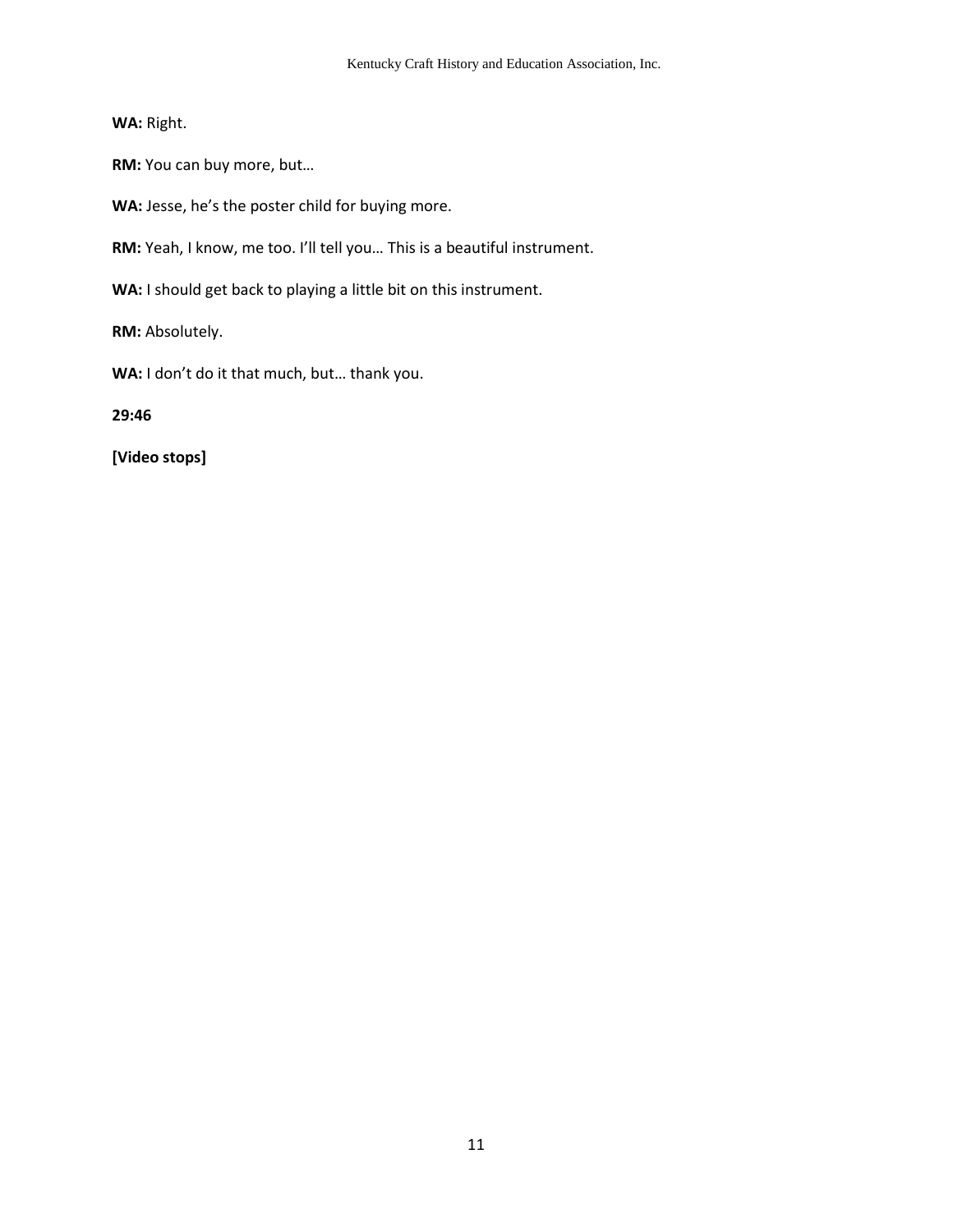**WA:** Right.

**RM:** You can buy more, but…

**WA:** Jesse, he's the poster child for buying more.

**RM:** Yeah, I know, me too. I'll tell you… This is a beautiful instrument.

**WA:** I should get back to playing a little bit on this instrument.

**RM:** Absolutely.

**WA:** I don't do it that much, but… thank you.

**29:46**

**[Video stops]**